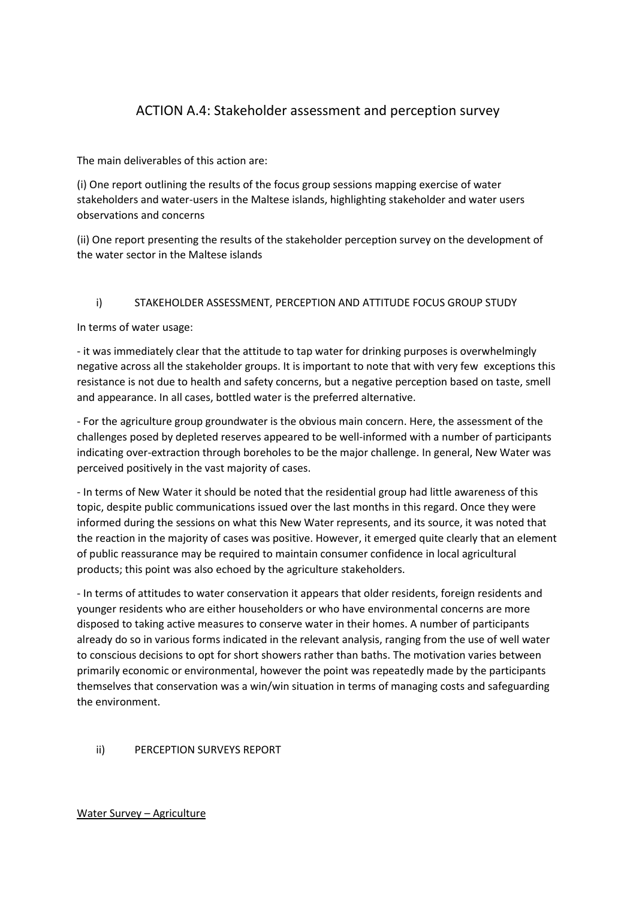# ACTION A.4: Stakeholder assessment and perception survey

The main deliverables of this action are:

(i) One report outlining the results of the focus group sessions mapping exercise of water stakeholders and water-users in the Maltese islands, highlighting stakeholder and water users observations and concerns

(ii) One report presenting the results of the stakeholder perception survey on the development of the water sector in the Maltese islands

## i) STAKEHOLDER ASSESSMENT, PERCEPTION AND ATTITUDE FOCUS GROUP STUDY

In terms of water usage:

- it was immediately clear that the attitude to tap water for drinking purposes is overwhelmingly negative across all the stakeholder groups. It is important to note that with very few exceptions this resistance is not due to health and safety concerns, but a negative perception based on taste, smell and appearance. In all cases, bottled water is the preferred alternative.

- For the agriculture group groundwater is the obvious main concern. Here, the assessment of the challenges posed by depleted reserves appeared to be well-informed with a number of participants indicating over-extraction through boreholes to be the major challenge. In general, New Water was perceived positively in the vast majority of cases.

- In terms of New Water it should be noted that the residential group had little awareness of this topic, despite public communications issued over the last months in this regard. Once they were informed during the sessions on what this New Water represents, and its source, it was noted that the reaction in the majority of cases was positive. However, it emerged quite clearly that an element of public reassurance may be required to maintain consumer confidence in local agricultural products; this point was also echoed by the agriculture stakeholders.

- In terms of attitudes to water conservation it appears that older residents, foreign residents and younger residents who are either householders or who have environmental concerns are more disposed to taking active measures to conserve water in their homes. A number of participants already do so in various forms indicated in the relevant analysis, ranging from the use of well water to conscious decisions to opt for short showers rather than baths. The motivation varies between primarily economic or environmental, however the point was repeatedly made by the participants themselves that conservation was a win/win situation in terms of managing costs and safeguarding the environment.

## ii) PERCEPTION SURVEYS REPORT

<u>Water Survey – Agriculture</u>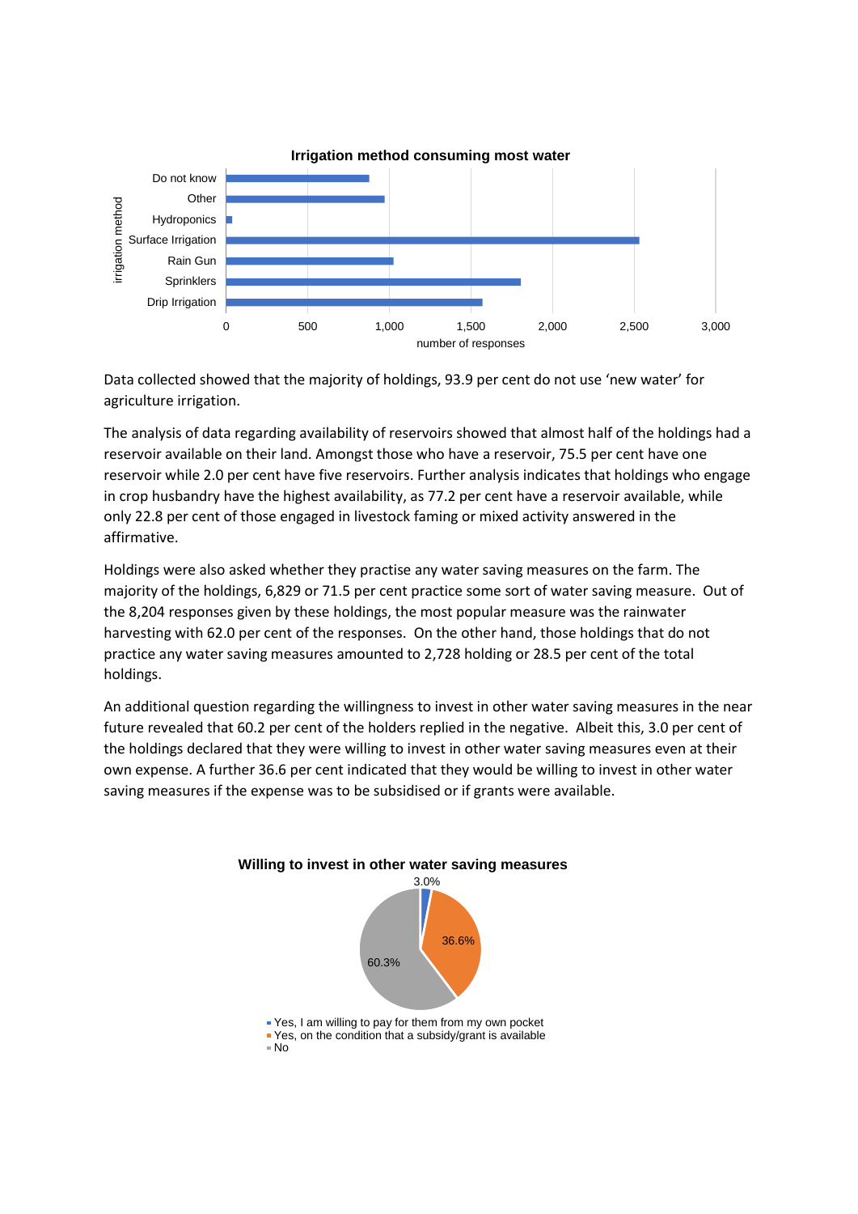**Irrigation method consuming most water**

Data collected showed that the majority of holdings, 93.9 per cent do not use 'new water' for agriculture irrigation.

The analysis of data regarding availability of reservoirs showed that almost half of the holdings had a reservoir available on their land. Amongst those who have a reservoir, 75.5 per cent have one reservoir while 2.0 per cent have five reservoirs. Further analysis indicates that holdings who engage in crop husbandry have the highest availability, as 77.2 per cent have a reservoir available, while only 22.8 per cent of those engaged in livestock faming or mixed activity answered in the affirmative.

Holdings were also asked whether they practise any water saving measures on the farm. The majority of the holdings, 6,829 or 71.5 per cent practise some sort of water saving measure. Out of the 8,204 responses given by these holdings, the most popular measure was the rainwater harvesting with 62.0 per cent of the responses. On the other hand, those holdings that do not practise any water saving measures amounted to 2,728 holding or 28.5 per cent of the total holdings.

An additional question regarding the willingness to invest in other water saving measures in the near future revealed that 60.2 per cent of the holders replied in the negative. Albeit this, 3.0 per cent of the holdings declared that they were willing to invest in other water saving measures even at their own expense. A further 36.6 per cent indicated that they would be willing to invest in other water saving measures if the expense was to be subsidised or if grants were available.

**Willing to invest in other water saving measures**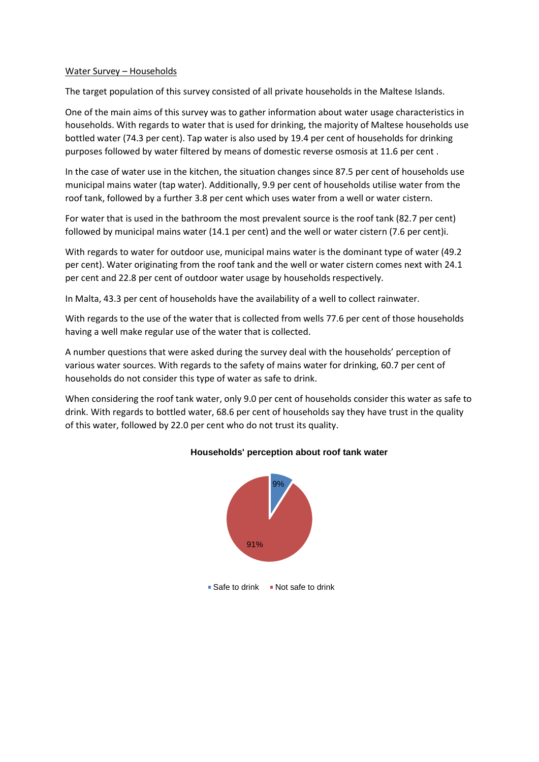Water Survey – Households

The target population of this survey consisted of all private households in the Maltese Islands.

One of the main aims of this survey was to gather information about water usage characteristics in households. With regards to water that is used for drinking, the majority of Maltese households use bottled water (74.3 per cent). Tap water is also used by 19.4 per cent of households for drinking purposes followed by water filtered by means of domestic reverse osmosis at 11.6 per cent .

In the case of water use in the kitchen, the situation changes since 87.5 per cent of households use municipal mains water (tap water). Additionally, 9.9 per cent of households utilise water from the roof tank, followed by a further 3.8 per cent which uses water from a well or water cistern.

For water that is used in the bathroom the most prevalent source is the roof tank (82.7 per cent) followed by municipal mains water (14.1 per cent) and the well or water cistern (7.6 per cent)i.

With regards to water for outdoor use, municipal mains water is the dominant type of water (49.2 per cent). Water originating from the roof tank and the well or water cistern comes next with 24.1 per cent and 22.8 per cent of outdoor water usage by households respectively.

In Malta, 43.3 per cent of households have the availability of a well to collect rainwater.

With regards to the use of the water that is collected from wells 77.6 per cent of those households having a well make regular use of the water that is collected.

A number questions that were asked during the survey deal with the households' perception of various water sources. With regards to the safety of mains water for drinking, 60.7 per cent of households do not consider this type of water as safe to drink.

When considering the roof tank water, only 9.0 per cent of households consider this water as safe to drink. With regards to bottled water, 68.6 per cent of households say they have trust in the quality of this water, followed by 22.0 per cent who do not trust its quality.

**Households' perception about roof tank water**

| Perception | Share |
|---|---|
| Safe to drink | 9% |
| Not safe to drink | 91% |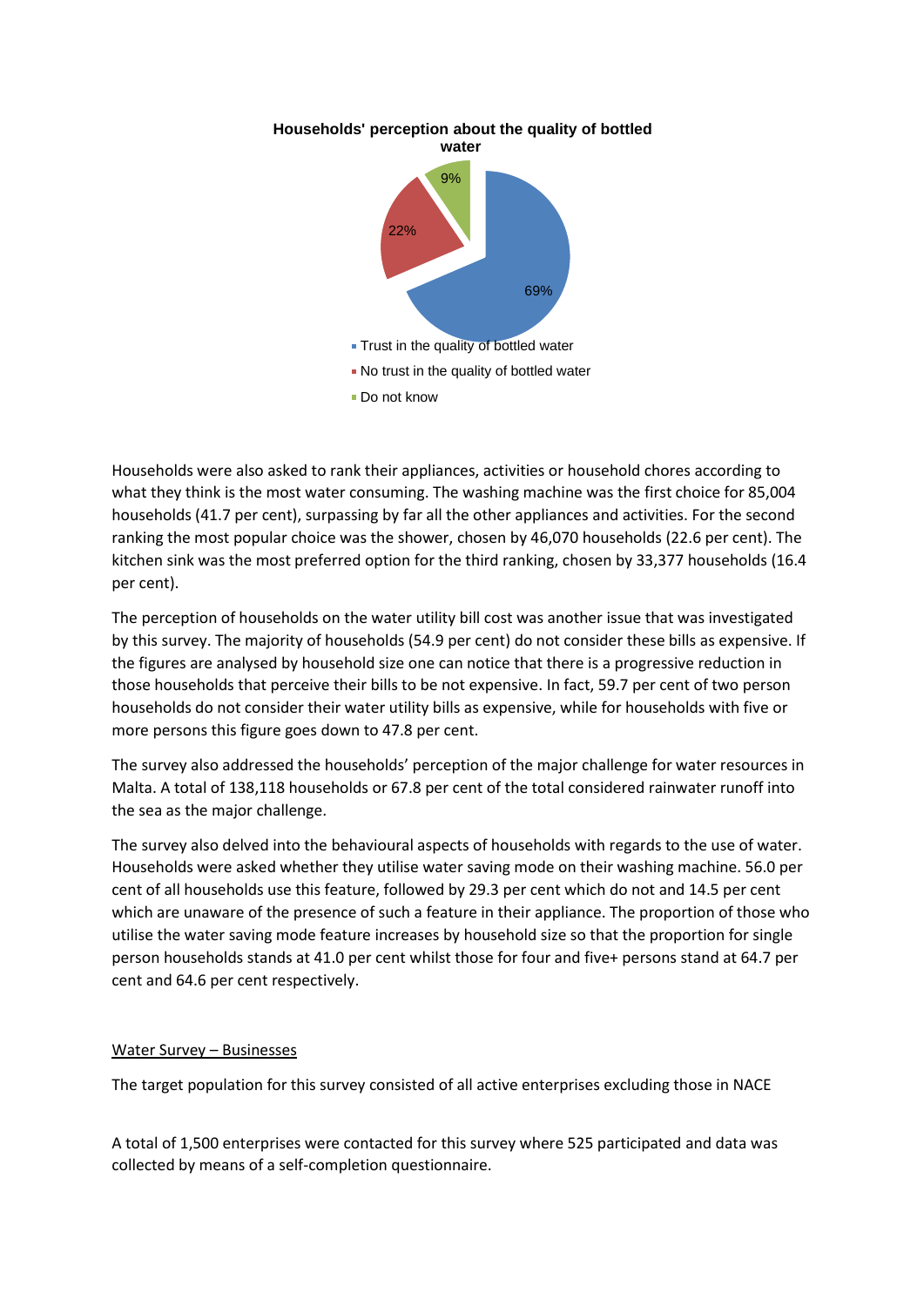**Households' perception about the quality of bottled water**

- Trust in the quality of bottled water: 69%
- No trust in the quality of bottled water: 22%
- Do not know: 9%

Households were also asked to rank their appliances, activities or household chores according to what they think is the most water consuming. The washing machine was the first choice for 85,004 households (41.7 per cent), surpassing by far all the other appliances and activities. For the second ranking the most popular choice was the shower, chosen by 46,070 households (22.6 per cent). The kitchen sink was the most preferred option for the third ranking, chosen by 33,377 households (16.4 per cent).

The perception of households on the water utility bill cost was another issue that was investigated by this survey. The majority of households (54.9 per cent) do not consider these bills as expensive. If the figures are analysed by household size one can notice that there is a progressive reduction in those households that perceive their bills to be not expensive. In fact, 59.7 per cent of two person households do not consider their water utility bills as expensive, while for households with five or more persons this figure goes down to 47.8 per cent.

The survey also addressed the households' perception of the major challenge for water resources in Malta. A total of 138,118 households or 67.8 per cent of the total considered rainwater runoff into the sea as the major challenge.

The survey also delved into the behavioural aspects of households with regards to the use of water. Households were asked whether they utilise water saving mode on their washing machine. 56.0 per cent of all households use this feature, followed by 29.3 per cent which do not and 14.5 per cent which are unaware of the presence of such a feature in their appliance. The proportion of those who utilise the water saving mode feature increases by household size so that the proportion for single person households stands at 41.0 per cent whilst those for four and five+ persons stand at 64.7 per cent and 64.6 per cent respectively.

<u>Water Survey – Businesses</u>

The target population for this survey consisted of all active enterprises excluding those in NACE

A total of 1,500 enterprises were contacted for this survey where 525 participated and data was collected by means of a self-completion questionnaire.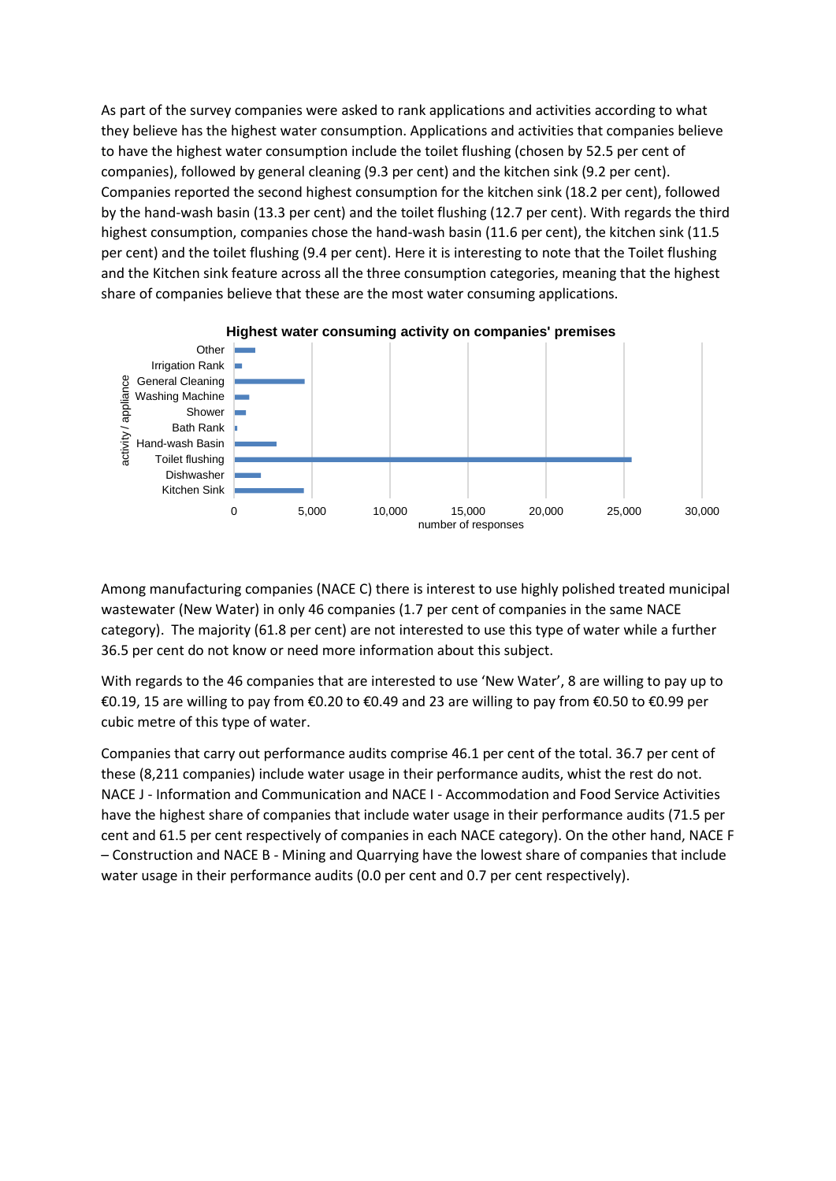As part of the survey companies were asked to rank applications and activities according to what they believe has the highest water consumption. Applications and activities that companies believe to have the highest water consumption include the toilet flushing (chosen by 52.5 per cent of companies), followed by general cleaning (9.3 per cent) and the kitchen sink (9.2 per cent). Companies reported the second highest consumption for the kitchen sink (18.2 per cent), followed by the hand-wash basin (13.3 per cent) and the toilet flushing (12.7 per cent). With regards the third highest consumption, companies chose the hand-wash basin (11.6 per cent), the kitchen sink (11.5 per cent) and the toilet flushing (9.4 per cent). Here it is interesting to note that the Toilet flushing and the Kitchen sink feature across all the three consumption categories, meaning that the highest share of companies believe that these are the most water consuming applications.

**Highest water consuming activity on companies' premises**

Among manufacturing companies (NACE C) there is interest to use highly polished treated municipal wastewater (New Water) in only 46 companies (1.7 per cent of companies in the same NACE category). The majority (61.8 per cent) are not interested to use this type of water while a further 36.5 per cent do not know or need more information about this subject.

With regards to the 46 companies that are interested to use 'New Water', 8 are willing to pay up to €0.19, 15 are willing to pay from €0.20 to €0.49 and 23 are willing to pay from €0.50 to €0.99 per cubic metre of this type of water.

Companies that carry out performance audits comprise 46.1 per cent of the total. 36.7 per cent of these (8,211 companies) include water usage in their performance audits, whist the rest do not. NACE J - Information and Communication and NACE I - Accommodation and Food Service Activities have the highest share of companies that include water usage in their performance audits (71.5 per cent and 61.5 per cent respectively of companies in each NACE category). On the other hand, NACE F – Construction and NACE B - Mining and Quarrying have the lowest share of companies that include water usage in their performance audits (0.0 per cent and 0.7 per cent respectively).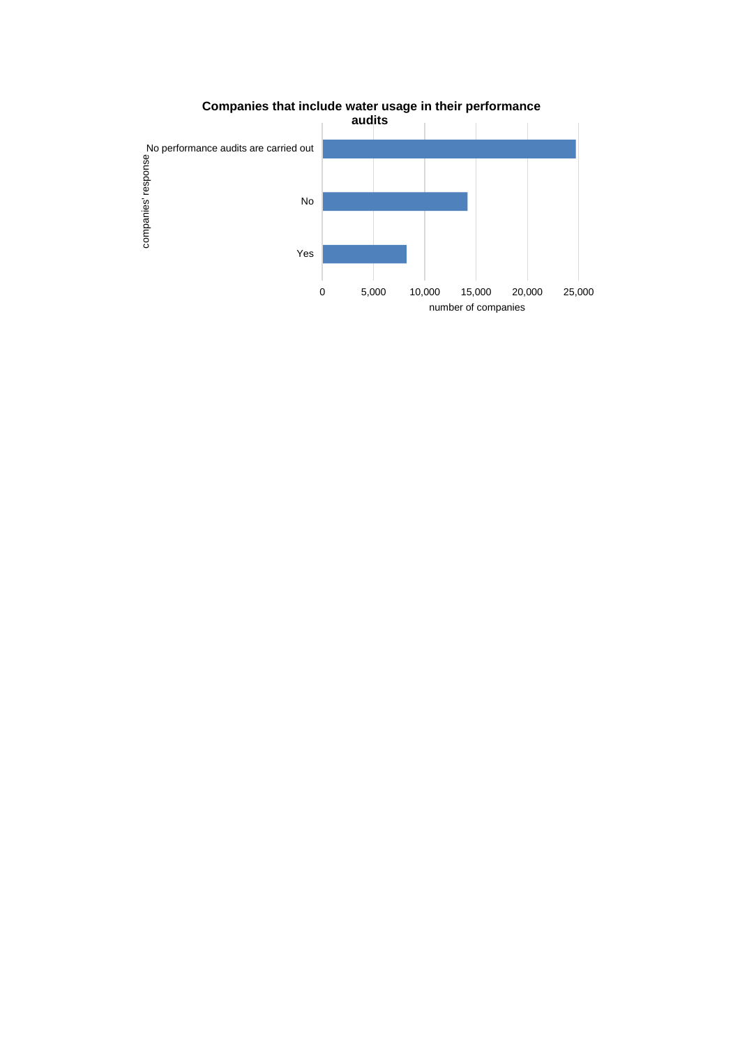**Companies that include water usage in their performance audits**

companies' response

No performance audits are carried out

No

Yes

0
5,000
10,000
15,000
20,000
25,000

number of companies